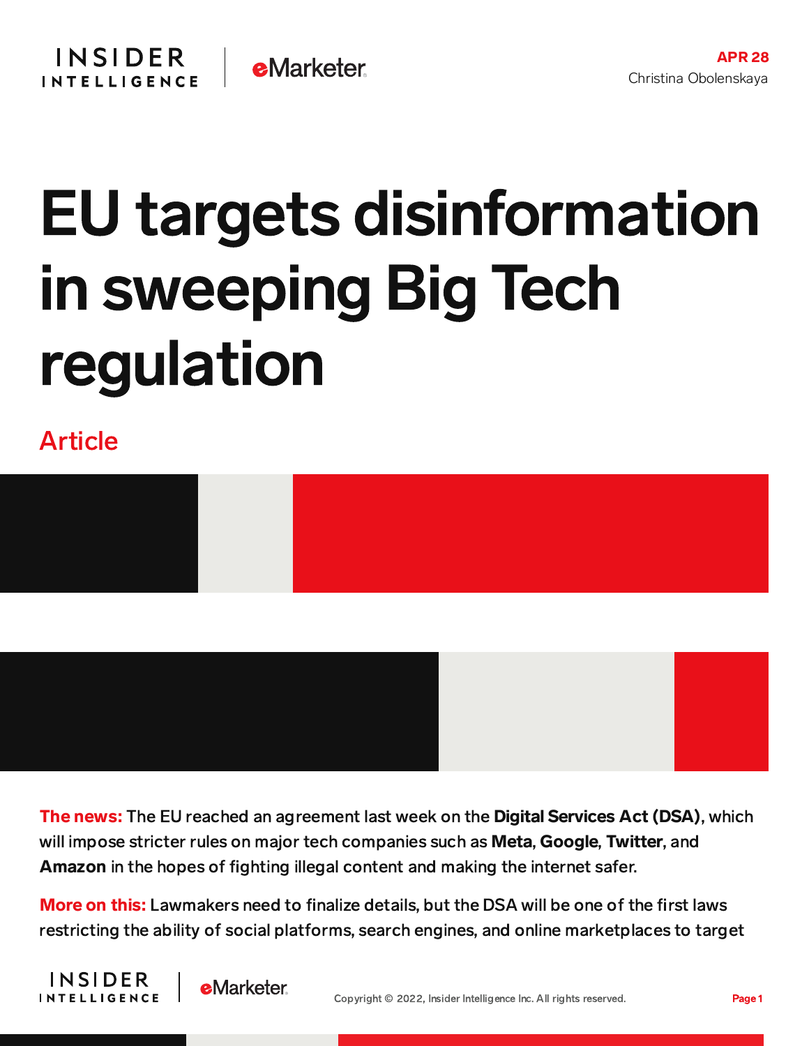APR 28
Christina Obolenskaya

# EU targets disinformation in sweeping Big Tech regulation

Article

**The news:** The EU reached an agreement last week on the **Digital Services Act (DSA)**, which will impose stricter rules on major tech companies such as **Meta**, **Google**, **Twitter**, and **Amazon** in the hopes of fighting illegal content and making the internet safer.

**More on this:** Lawmakers need to finalize details, but the DSA will be one of the first laws restricting the ability of social platforms, search engines, and online marketplaces to target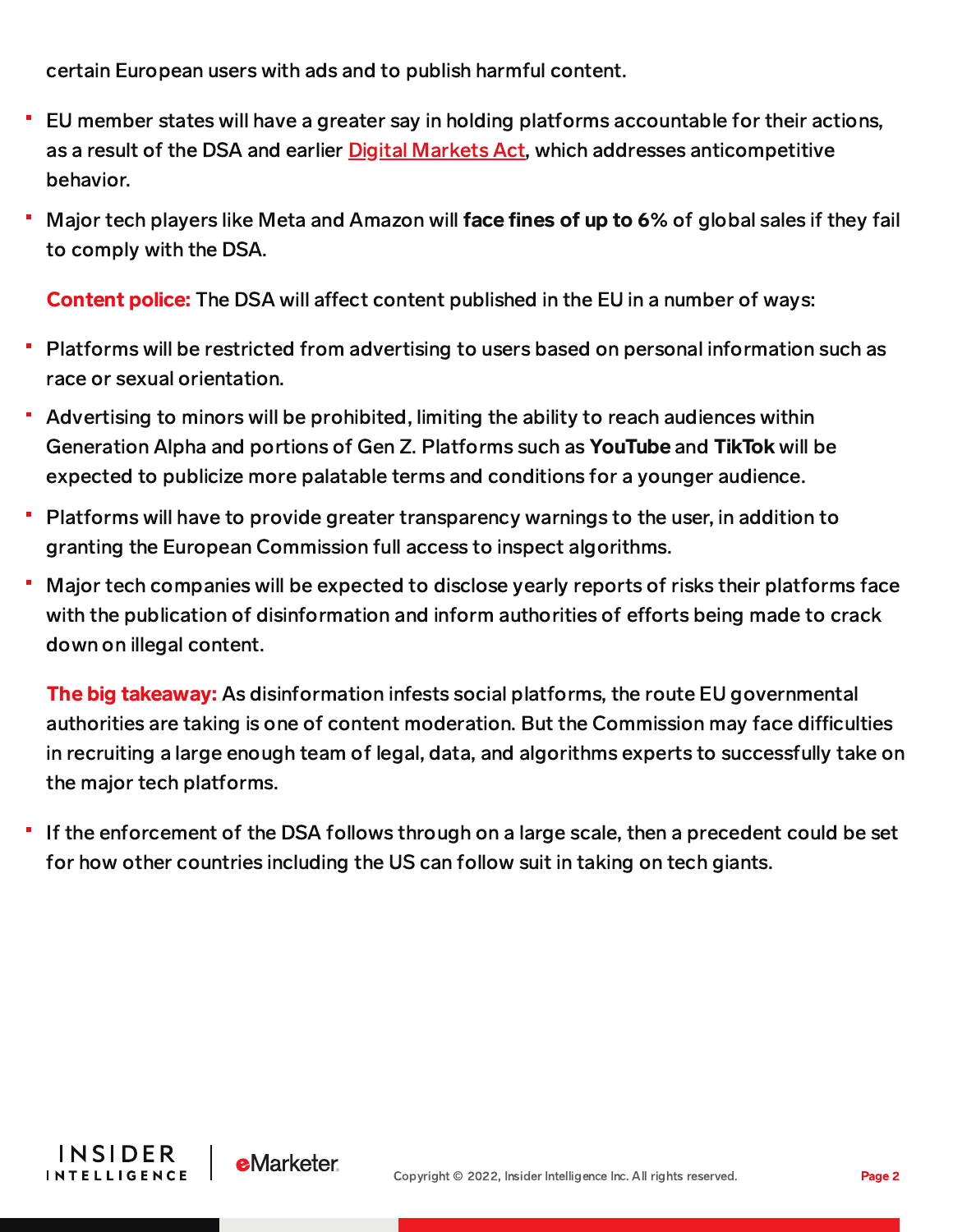certain European users with ads and to publish harmful content.

- EU member states will have a greater say in holding platforms accountable for their actions, as a result of the DSA and earlier Digital Markets Act, which addresses anticompetitive behavior.
- Major tech players like Meta and Amazon will **face fines of up to 6%** of global sales if they fail to comply with the DSA.

**Content police:** The DSA will affect content published in the EU in a number of ways:

- Platforms will be restricted from advertising to users based on personal information such as race or sexual orientation.
- Advertising to minors will be prohibited, limiting the ability to reach audiences within Generation Alpha and portions of Gen Z. Platforms such as **YouTube** and **TikTok** will be expected to publicize more palatable terms and conditions for a younger audience.
- Platforms will have to provide greater transparency warnings to the user, in addition to granting the European Commission full access to inspect algorithms.
- Major tech companies will be expected to disclose yearly reports of risks their platforms face with the publication of disinformation and inform authorities of efforts being made to crack down on illegal content.

**The big takeaway:** As disinformation infests social platforms, the route EU governmental authorities are taking is one of content moderation. But the Commission may face difficulties in recruiting a large enough team of legal, data, and algorithms experts to successfully take on the major tech platforms.

- If the enforcement of the DSA follows through on a large scale, then a precedent could be set for how other countries including the US can follow suit in taking on tech giants.